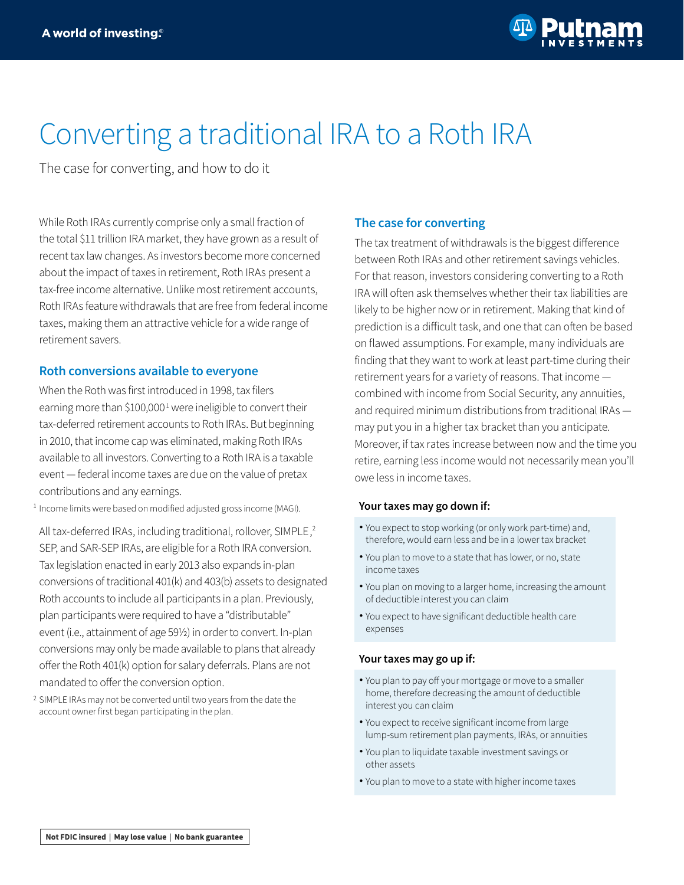# Converting a traditional IRA to a Roth IRA

The case for converting, and how to do it

While Roth IRAs currently comprise only a small fraction of the total $11 trillion IRA market, they have grown as a result of recent tax law changes. As investors become more concerned about the impact of taxes in retirement, Roth IRAs present a tax-free income alternative. Unlike most retirement accounts, Roth IRAs feature withdrawals that are free from federal income taxes, making them an attractive vehicle for a wide range of retirement savers.

## Roth conversions available to everyone

When the Roth was first introduced in 1998, tax filers earning more than $100,000[1] were ineligible to convert their tax-deferred retirement accounts to Roth IRAs. But beginning in 2010, that income cap was eliminated, making Roth IRAs available to all investors. Converting to a Roth IRA is a taxable event — federal income taxes are due on the value of pretax contributions and any earnings.

[1] Income limits were based on modified adjusted gross income (MAGI).

All tax-deferred IRAs, including traditional, rollover, SIMPLE,[2] SEP, and SAR-SEP IRAs, are eligible for a Roth IRA conversion. Tax legislation enacted in early 2013 also expands in-plan conversions of traditional 401(k) and 403(b) assets to designated Roth accounts to include all participants in a plan. Previously, plan participants were required to have a "distributable" event (i.e., attainment of age 59½) in order to convert. In-plan conversions may only be made available to plans that already offer the Roth 401(k) option for salary deferrals. Plans are not mandated to offer the conversion option.

[2] SIMPLE IRAs may not be converted until two years from the date the account owner first began participating in the plan.

## The case for converting

The tax treatment of withdrawals is the biggest difference between Roth IRAs and other retirement savings vehicles. For that reason, investors considering converting to a Roth IRA will often ask themselves whether their tax liabilities are likely to be higher now or in retirement. Making that kind of prediction is a difficult task, and one that can often be based on flawed assumptions. For example, many individuals are finding that they want to work at least part-time during their retirement years for a variety of reasons. That income — combined with income from Social Security, any annuities, and required minimum distributions from traditional IRAs — may put you in a higher tax bracket than you anticipate. Moreover, if tax rates increase between now and the time you retire, earning less income would not necessarily mean you'll owe less in income taxes.

**Your taxes may go down if:**

- You expect to stop working (or only work part-time) and, therefore, would earn less and be in a lower tax bracket
- You plan to move to a state that has lower, or no, state income taxes
- You plan on moving to a larger home, increasing the amount of deductible interest you can claim
- You expect to have significant deductible health care expenses

**Your taxes may go up if:**

- You plan to pay off your mortgage or move to a smaller home, therefore decreasing the amount of deductible interest you can claim
- You expect to receive significant income from large lump-sum retirement plan payments, IRAs, or annuities
- You plan to liquidate taxable investment savings or other assets
- You plan to move to a state with higher income taxes

**Not FDIC insured | May lose value | No bank guarantee**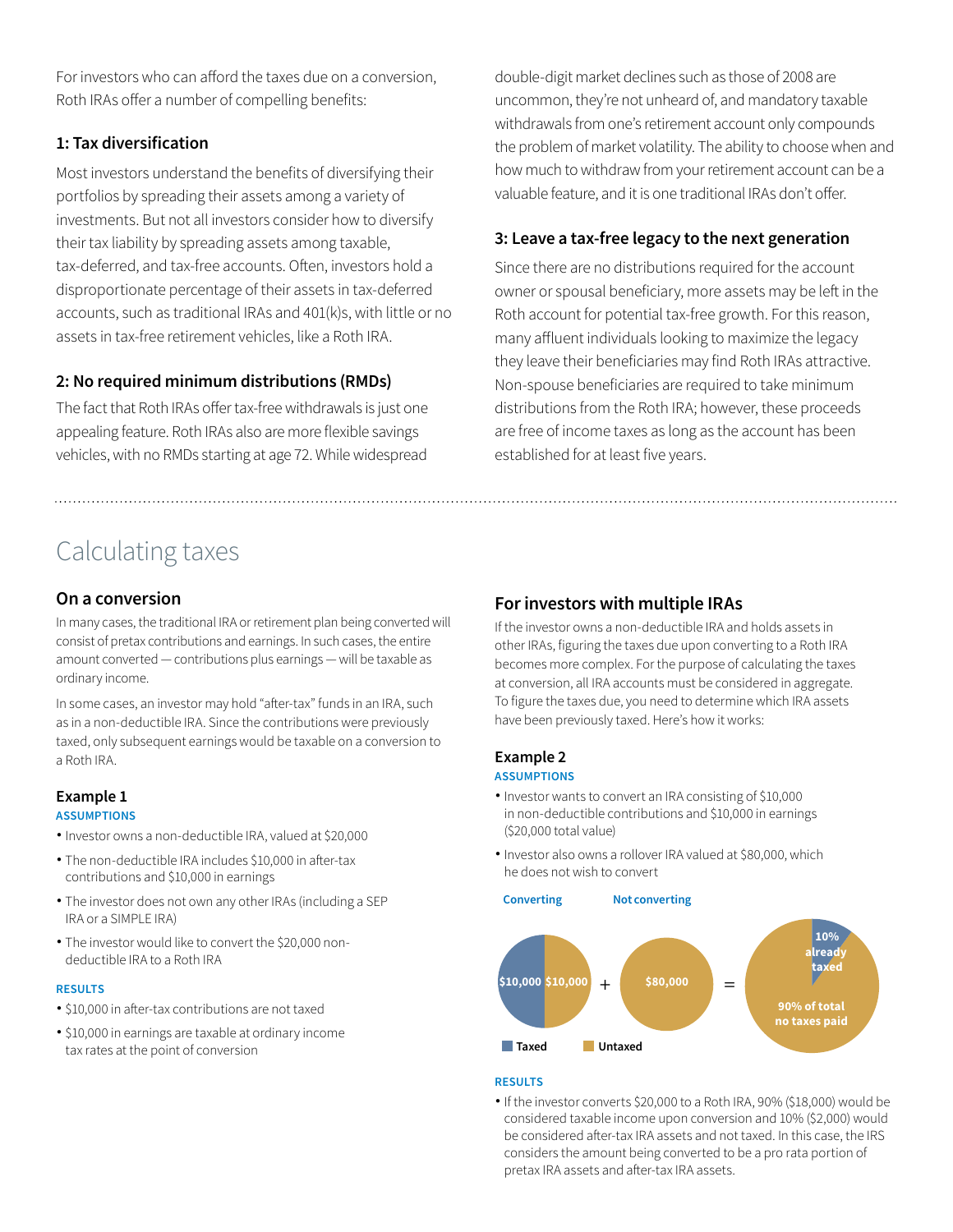For investors who can afford the taxes due on a conversion, Roth IRAs offer a number of compelling benefits:

### 1: Tax diversification

Most investors understand the benefits of diversifying their portfolios by spreading their assets among a variety of investments. But not all investors consider how to diversify their tax liability by spreading assets among taxable, tax-deferred, and tax-free accounts. Often, investors hold a disproportionate percentage of their assets in tax-deferred accounts, such as traditional IRAs and 401(k)s, with little or no assets in tax-free retirement vehicles, like a Roth IRA.

### 2: No required minimum distributions (RMDs)

The fact that Roth IRAs offer tax-free withdrawals is just one appealing feature. Roth IRAs also are more flexible savings vehicles, with no RMDs starting at age 72. While widespread double-digit market declines such as those of 2008 are uncommon, they're not unheard of, and mandatory taxable withdrawals from one's retirement account only compounds the problem of market volatility. The ability to choose when and how much to withdraw from your retirement account can be a valuable feature, and it is one traditional IRAs don't offer.

### 3: Leave a tax-free legacy to the next generation

Since there are no distributions required for the account owner or spousal beneficiary, more assets may be left in the Roth account for potential tax-free growth. For this reason, many affluent individuals looking to maximize the legacy they leave their beneficiaries may find Roth IRAs attractive. Non-spouse beneficiaries are required to take minimum distributions from the Roth IRA; however, these proceeds are free of income taxes as long as the account has been established for at least five years.

# Calculating taxes

## On a conversion

In many cases, the traditional IRA or retirement plan being converted will consist of pretax contributions and earnings. In such cases, the entire amount converted — contributions plus earnings — will be taxable as ordinary income.

In some cases, an investor may hold "after-tax" funds in an IRA, such as in a non-deductible IRA. Since the contributions were previously taxed, only subsequent earnings would be taxable on a conversion to a Roth IRA.

### Example 1

**ASSUMPTIONS**

- Investor owns a non-deductible IRA, valued at $20,000
- The non-deductible IRA includes $10,000 in after-tax contributions and $10,000 in earnings
- The investor does not own any other IRAs (including a SEP IRA or a SIMPLE IRA)
- The investor would like to convert the $20,000 non-deductible IRA to a Roth IRA

**RESULTS**

- $10,000 in after-tax contributions are not taxed
- $10,000 in earnings are taxable at ordinary income tax rates at the point of conversion

## For investors with multiple IRAs

If the investor owns a non-deductible IRA and holds assets in other IRAs, figuring the taxes due upon converting to a Roth IRA becomes more complex. For the purpose of calculating the taxes at conversion, all IRA accounts must be considered in aggregate. To figure the taxes due, you need to determine which IRA assets have been previously taxed. Here's how it works:

### Example 2

**ASSUMPTIONS**

- Investor wants to convert an IRA consisting of $10,000 in non-deductible contributions and $10,000 in earnings ($20,000 total value)
- Investor also owns a rollover IRA valued at $80,000, which he does not wish to convert

Converting: $10,000 (Taxed) | $10,000 (Untaxed) + Not converting: $80,000 (Untaxed) = 10% already taxed; 90% of total no taxes paid

Taxed | Untaxed

**RESULTS**

- If the investor converts $20,000 to a Roth IRA, 90% ($18,000) would be considered taxable income upon conversion and 10% ($2,000) would be considered after-tax IRA assets and not taxed. In this case, the IRS considers the amount being converted to be a pro rata portion of pretax IRA assets and after-tax IRA assets.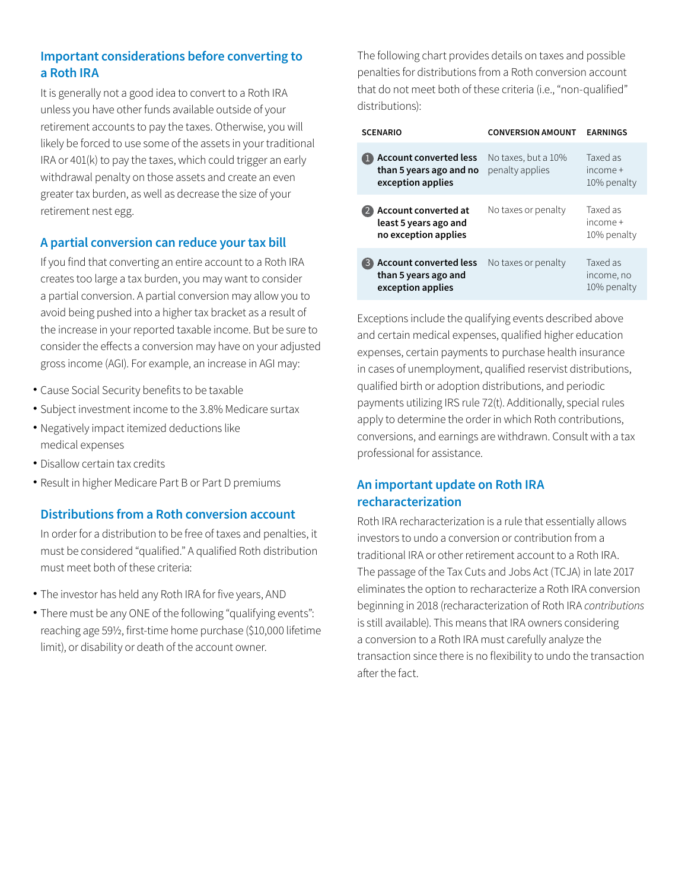## Important considerations before converting to a Roth IRA

It is generally not a good idea to convert to a Roth IRA unless you have other funds available outside of your retirement accounts to pay the taxes. Otherwise, you will likely be forced to use some of the assets in your traditional IRA or 401(k) to pay the taxes, which could trigger an early withdrawal penalty on those assets and create an even greater tax burden, as well as decrease the size of your retirement nest egg.

## A partial conversion can reduce your tax bill

If you find that converting an entire account to a Roth IRA creates too large a tax burden, you may want to consider a partial conversion. A partial conversion may allow you to avoid being pushed into a higher tax bracket as a result of the increase in your reported taxable income. But be sure to consider the effects a conversion may have on your adjusted gross income (AGI). For example, an increase in AGI may:

- Cause Social Security benefits to be taxable
- Subject investment income to the 3.8% Medicare surtax
- Negatively impact itemized deductions like medical expenses
- Disallow certain tax credits
- Result in higher Medicare Part B or Part D premiums

## Distributions from a Roth conversion account

In order for a distribution to be free of taxes and penalties, it must be considered "qualified." A qualified Roth distribution must meet both of these criteria:

- The investor has held any Roth IRA for five years, AND
- There must be any ONE of the following "qualifying events": reaching age 59½, first-time home purchase ($10,000 lifetime limit), or disability or death of the account owner.

The following chart provides details on taxes and possible penalties for distributions from a Roth conversion account that do not meet both of these criteria (i.e., "non-qualified" distributions):

| SCENARIO | CONVERSION AMOUNT | EARNINGS |
|---|---|---|
| 1 **Account converted less than 5 years ago and no exception applies** | No taxes, but a 10% penalty applies | Taxed as income + 10% penalty |
| 2 **Account converted at least 5 years ago and no exception applies** | No taxes or penalty | Taxed as income + 10% penalty |
| 3 **Account converted less than 5 years ago and exception applies** | No taxes or penalty | Taxed as income, no 10% penalty |

Exceptions include the qualifying events described above and certain medical expenses, qualified higher education expenses, certain payments to purchase health insurance in cases of unemployment, qualified reservist distributions, qualified birth or adoption distributions, and periodic payments utilizing IRS rule 72(t). Additionally, special rules apply to determine the order in which Roth contributions, conversions, and earnings are withdrawn. Consult with a tax professional for assistance.

## An important update on Roth IRA recharacterization

Roth IRA recharacterization is a rule that essentially allows investors to undo a conversion or contribution from a traditional IRA or other retirement account to a Roth IRA. The passage of the Tax Cuts and Jobs Act (TCJA) in late 2017 eliminates the option to recharacterize a Roth IRA conversion beginning in 2018 (recharacterization of Roth IRA *contributions* is still available). This means that IRA owners considering a conversion to a Roth IRA must carefully analyze the transaction since there is no flexibility to undo the transaction after the fact.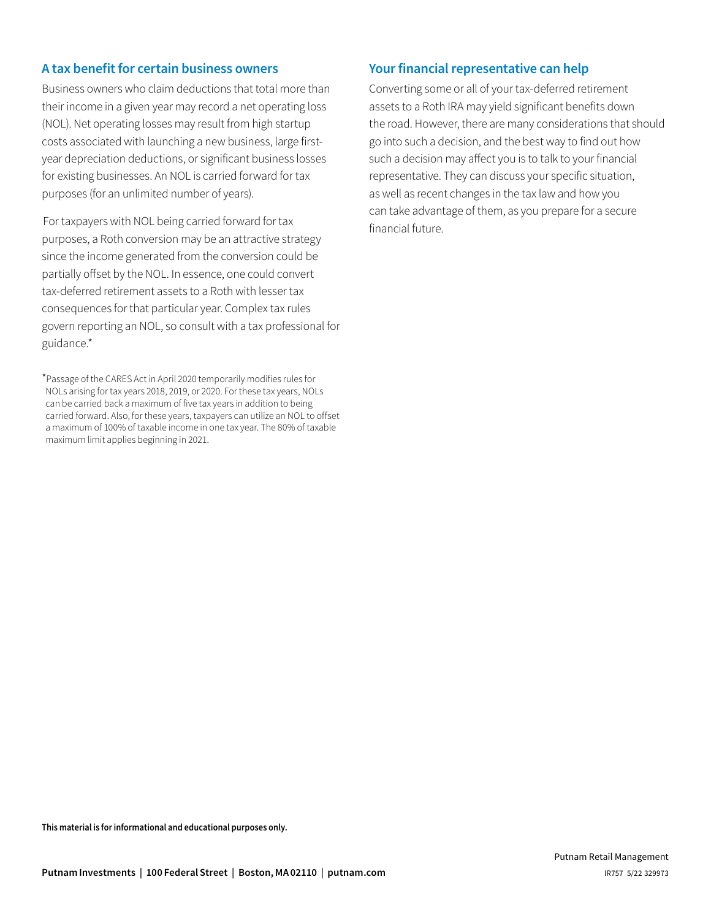## A tax benefit for certain business owners

Business owners who claim deductions that total more than their income in a given year may record a net operating loss (NOL). Net operating losses may result from high startup costs associated with launching a new business, large first-year depreciation deductions, or significant business losses for existing businesses. An NOL is carried forward for tax purposes (for an unlimited number of years).

For taxpayers with NOL being carried forward for tax purposes, a Roth conversion may be an attractive strategy since the income generated from the conversion could be partially offset by the NOL. In essence, one could convert tax-deferred retirement assets to a Roth with lesser tax consequences for that particular year. Complex tax rules govern reporting an NOL, so consult with a tax professional for guidance.*

*Passage of the CARES Act in April 2020 temporarily modifies rules for NOLs arising for tax years 2018, 2019, or 2020. For these tax years, NOLs can be carried back a maximum of five tax years in addition to being carried forward. Also, for these years, taxpayers can utilize an NOL to offset a maximum of 100% of taxable income in one tax year. The 80% of taxable maximum limit applies beginning in 2021.

## Your financial representative can help

Converting some or all of your tax-deferred retirement assets to a Roth IRA may yield significant benefits down the road. However, there are many considerations that should go into such a decision, and the best way to find out how such a decision may affect you is to talk to your financial representative. They can discuss your specific situation, as well as recent changes in the tax law and how you can take advantage of them, as you prepare for a secure financial future.

**This material is for informational and educational purposes only.**

Putnam Retail Management

**Putnam Investments | 100 Federal Street | Boston, MA 02110 | putnam.com**

IR757 5/22 329973